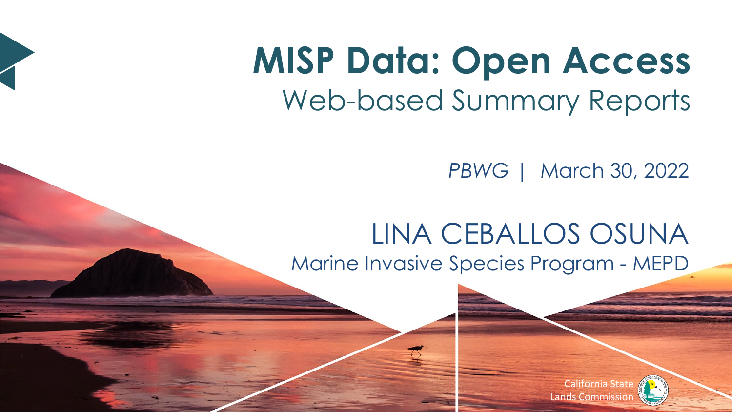# MISP Data: Open Access

## Web-based Summary Reports

*PBWG* | March 30, 2022

LINA CEBALLOS OSUNA

Marine Invasive Species Program - MEPD

California State Lands Commission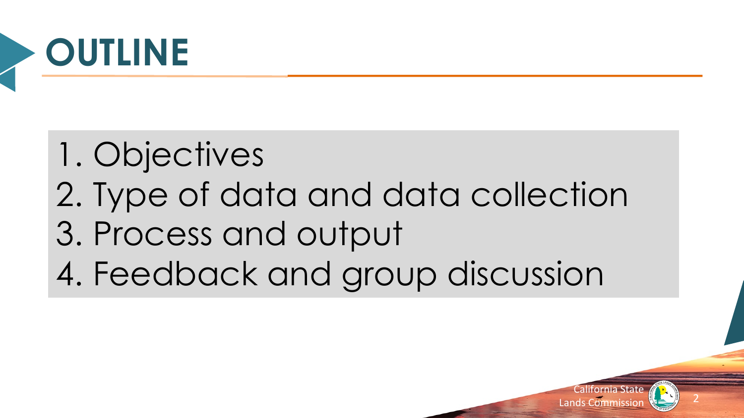# OUTLINE

1. Objectives
2. Type of data and data collection
3. Process and output
4. Feedback and group discussion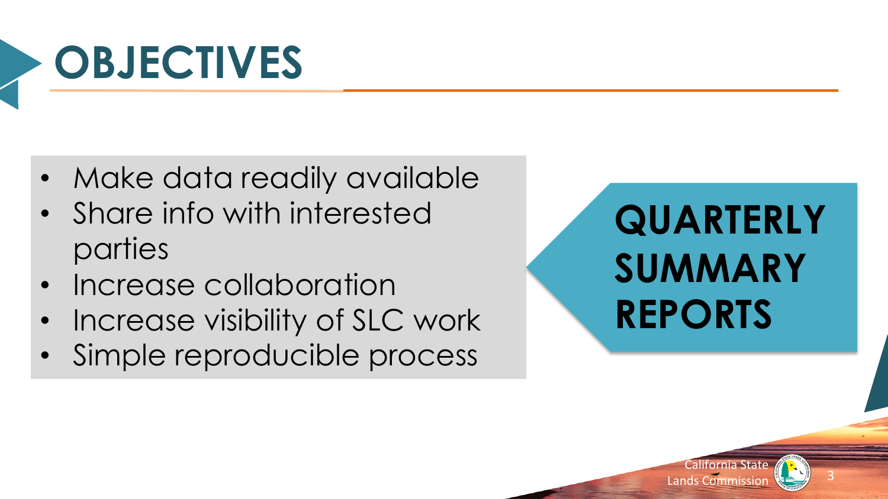# OBJECTIVES

- Make data readily available
- Share info with interested parties
- Increase collaboration
- Increase visibility of SLC work
- Simple reproducible process

**QUARTERLY SUMMARY REPORTS**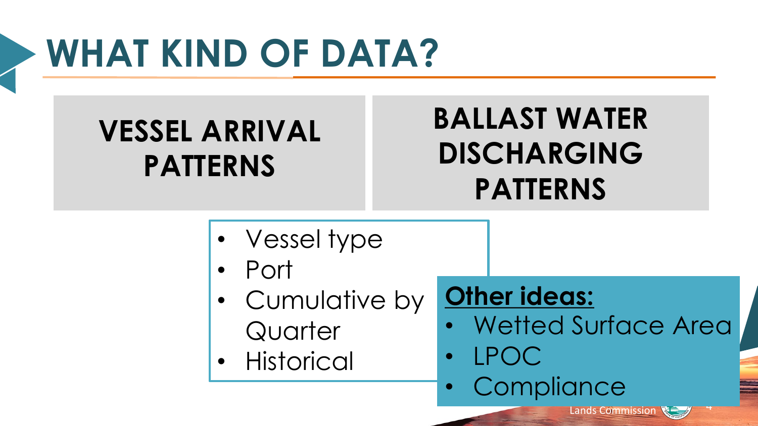# WHAT KIND OF DATA?

**VESSEL ARRIVAL PATTERNS**

**BALLAST WATER DISCHARGING PATTERNS**

- Vessel type
- Port
- Cumulative by Quarter
- Historical

**Other ideas:**

- Wetted Surface Area
- LPOC
- Compliance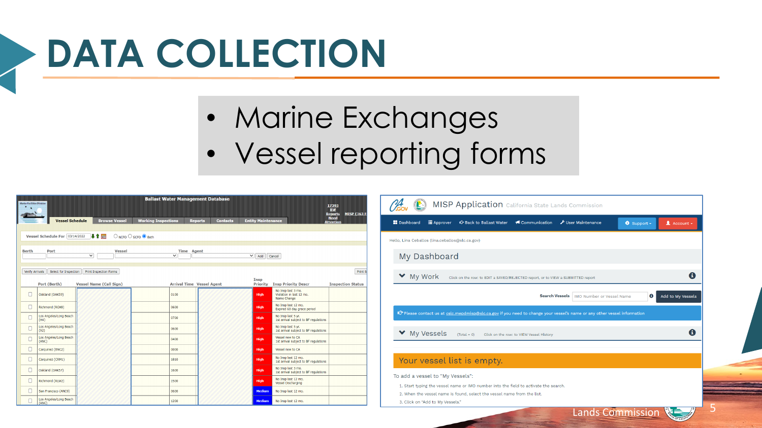# DATA COLLECTION

- Marine Exchanges
- Vessel reporting forms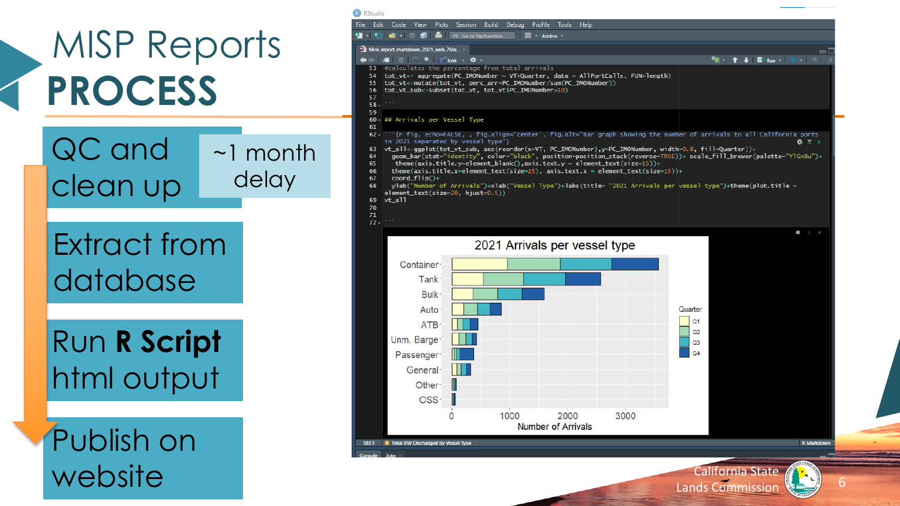# MISP Reports **PROCESS**

- QC and clean up — ~1 month delay
- Extract from database
- Run **R Script** html output
- Publish on website

```
53  #calculates the percentage from total arrivals
54  tot_vt<- aggregate(PC_IMONumber ~ VT+Quarter, data = AllPortCalls, FUN=length)
55  tot_vt<-mutate(tot_vt, perc_arr=PC_IMONumber/sum(PC_IMONumber))
56  tot_vt_sub<-subset(tot_vt, tot_vt$PC_IMONumber>10)
57
58  ```
59
60  ## Arrivals per Vessel Type
61
62  ```{r fig, echo=FALSE, , fig.align='center', fig.alt="Bar graph showing the number of arrivals to all California ports in 2021 separated by vessel type"}
63  vt_all<-ggplot(tot_vt_sub, aes(reorder(x=VT, PC_IMONumber),y=PC_IMONumber, width=0.8, fill=Quarter))+
64    geom_bar(stat="identity", color="black", position=position_stack(reverse=TRUE))+ scale_fill_brewer(palette="YlGnBu")+
65    theme(axis.title.y=element_blank(),axis.text.y = element_text(size=15))+
66    theme(axis.title.x=element_text(size=15), axis.text.x = element_text(size=15))+
67    coord_flip()+
68    ylab("Number of Arrivals")+xlab("Vessel Type")+labs(title= "2021 Arrivals per vessel type")+theme(plot.title = element_text(size=20, hjust=0.5))
69  vt_all
70
71
72  ```
```

**2021 Arrivals per vessel type**

Vessel types: Container, Tank, Bulk, Auto, ATB, Unm. Barge, Passenger, General, Other, OSS

Quarter: Q1, Q2, Q3, Q4

Number of Arrivals: 0, 1000, 2000, 3000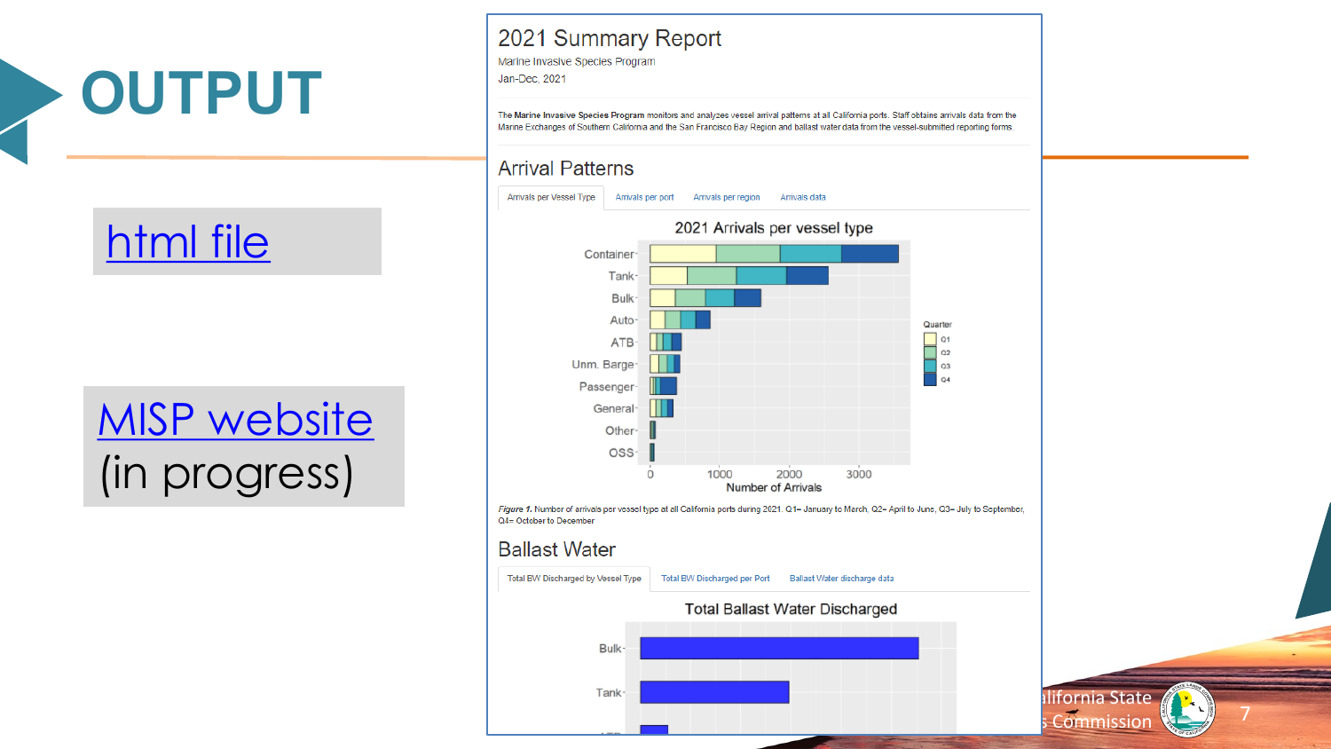# OUTPUT

html file

MISP website (in progress)

## 2021 Summary Report

Marine Invasive Species Program

Jan-Dec, 2021

The **Marine Invasive Species Program** monitors and analyzes vessel arrival patterns at all California ports. Staff obtains arrivals data from the Marine Exchanges of Southern California and the San Francisco Bay Region and ballast water data from the vessel-submitted reporting forms.

### Arrival Patterns

Arrivals per Vessel Type | Arrivals per port | Arrivals per region | Arrivals data

2021 Arrivals per vessel type

*Figure 1.* Number of arrivals per vessel type at all California ports during 2021. Q1= January to March, Q2= April to June, Q3= July to September, Q4= October to December

### Ballast Water

Total BW Discharged by Vessel Type | Total BW Discharged per Port | Ballast Water discharge data

Total Ballast Water Discharged

California State Lands Commission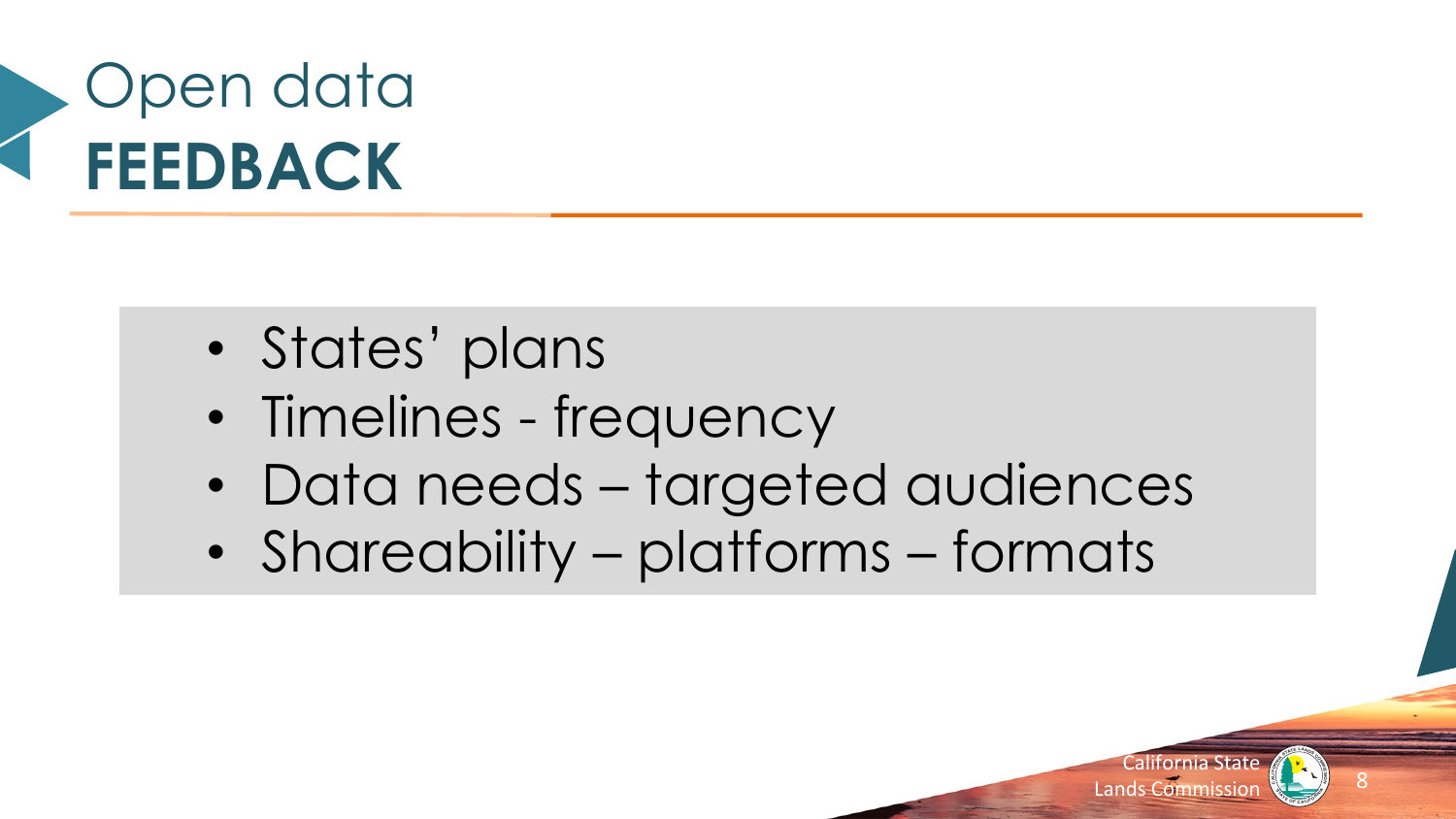# Open data **FEEDBACK**

- States' plans
- Timelines - frequency
- Data needs – targeted audiences
- Shareability – platforms – formats